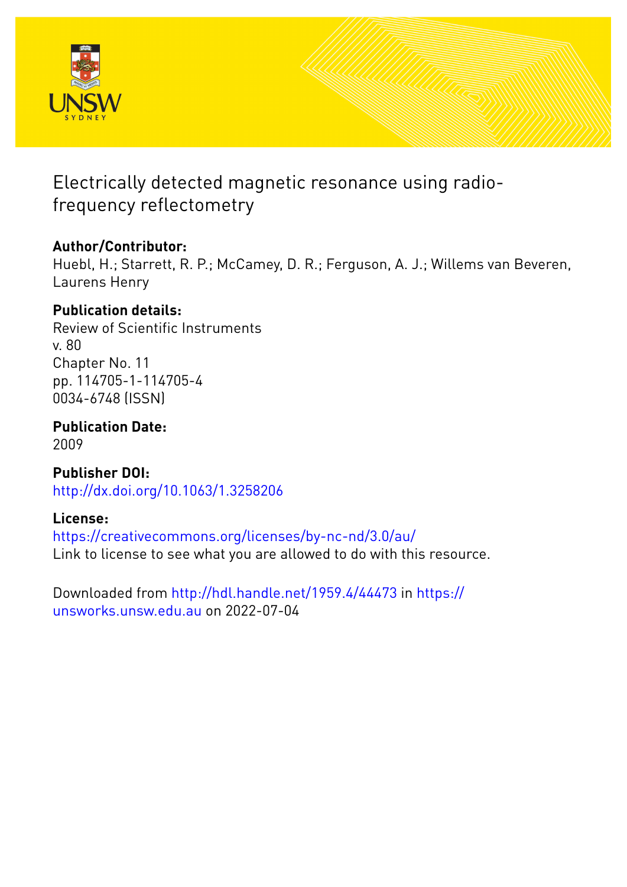# Electrically detected magnetic resonance using radio-frequency reflectometry

## Author/Contributor:

Huebl, H.; Starrett, R. P.; McCamey, D. R.; Ferguson, A. J.; Willems van Beveren, Laurens Henry

## Publication details:

Review of Scientific Instruments
v. 80
Chapter No. 11
pp. 114705-1-114705-4
0034-6748 (ISSN)

## Publication Date:

2009

## Publisher DOI:

http://dx.doi.org/10.1063/1.3258206

## License:

https://creativecommons.org/licenses/by-nc-nd/3.0/au/
Link to license to see what you are allowed to do with this resource.

Downloaded from http://hdl.handle.net/1959.4/44473 in https://unsworks.unsw.edu.au on 2022-07-04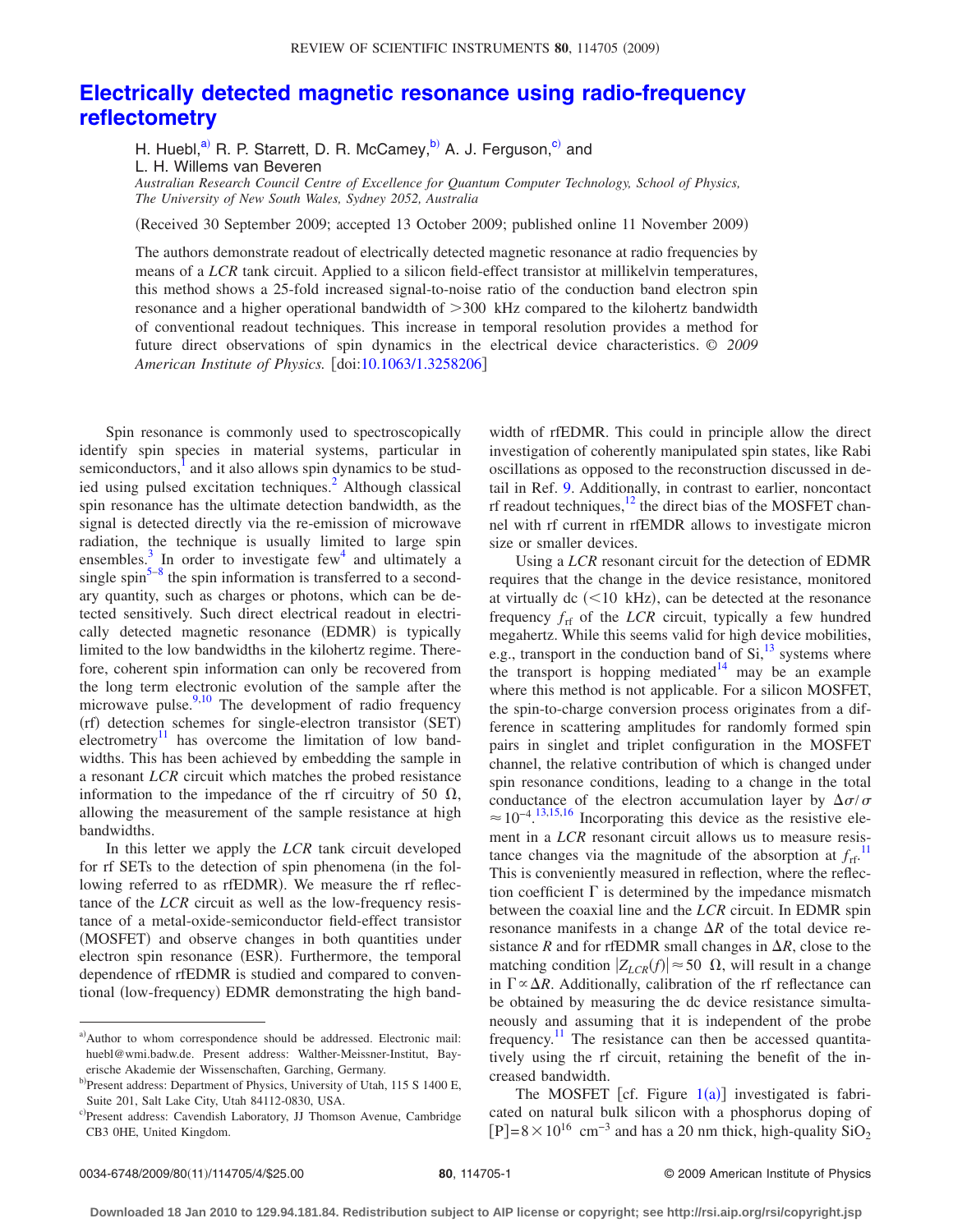# Electrically detected magnetic resonance using radio-frequency reflectometry

H. Huebl,[a] R. P. Starrett, D. R. McCamey,[b] A. J. Ferguson,[c] and L. H. Willems van Beveren

*Australian Research Council Centre of Excellence for Quantum Computer Technology, School of Physics, The University of New South Wales, Sydney 2052, Australia*

(Received 30 September 2009; accepted 13 October 2009; published online 11 November 2009)

The authors demonstrate readout of electrically detected magnetic resonance at radio frequencies by means of a *LCR* tank circuit. Applied to a silicon field-effect transistor at millikelvin temperatures, this method shows a 25-fold increased signal-to-noise ratio of the conduction band electron spin resonance and a higher operational bandwidth of >300 kHz compared to the kilohertz bandwidth of conventional readout techniques. This increase in temporal resolution provides a method for future direct observations of spin dynamics in the electrical device characteristics. © *2009 American Institute of Physics.* [doi:10.1063/1.3258206]

Spin resonance is commonly used to spectroscopically identify spin species in material systems, particular in semiconductors,[1] and it also allows spin dynamics to be studied using pulsed excitation techniques.[2] Although classical spin resonance has the ultimate detection bandwidth, as the signal is detected directly via the re-emission of microwave radiation, the technique is usually limited to large spin ensembles.[3] In order to investigate few[4] and ultimately a single spin[5–8] the spin information is transferred to a secondary quantity, such as charges or photons, which can be detected sensitively. Such direct electrical readout in electrically detected magnetic resonance (EDMR) is typically limited to the low bandwidths in the kilohertz regime. Therefore, coherent spin information can only be recovered from the long term electronic evolution of the sample after the microwave pulse.[9,10] The development of radio frequency (rf) detection schemes for single-electron transistor (SET) electrometry[11] has overcome the limitation of low bandwidths. This has been achieved by embedding the sample in a resonant *LCR* circuit which matches the probed resistance information to the impedance of the rf circuitry of 50 Ω, allowing the measurement of the sample resistance at high bandwidths.

In this letter we apply the *LCR* tank circuit developed for rf SETs to the detection of spin phenomena (in the following referred to as rfEDMR). We measure the rf reflectance of the *LCR* circuit as well as the low-frequency resistance of a metal-oxide-semiconductor field-effect transistor (MOSFET) and observe changes in both quantities under electron spin resonance (ESR). Furthermore, the temporal dependence of rfEDMR is studied and compared to conventional (low-frequency) EDMR demonstrating the high bandwidth of rfEDMR. This could in principle allow the direct investigation of coherently manipulated spin states, like Rabi oscillations as opposed to the reconstruction discussed in detail in Ref. 9. Additionally, in contrast to earlier, noncontact rf readout techniques,[12] the direct bias of the MOSFET channel with rf current in rfEMDR allows to investigate micron size or smaller devices.

Using a *LCR* resonant circuit for the detection of EDMR requires that the change in the device resistance, monitored at virtually dc (<10 kHz), can be detected at the resonance frequency $f_{rf}$ of the *LCR* circuit, typically a few hundred megahertz. While this seems valid for high device mobilities, e.g., transport in the conduction band of Si,[13] systems where the transport is hopping mediated[14] may be an example where this method is not applicable. For a silicon MOSFET, the spin-to-charge conversion process originates from a difference in scattering amplitudes for randomly formed spin pairs in singlet and triplet configuration in the MOSFET channel, the relative contribution of which is changed under spin resonance conditions, leading to a change in the total conductance of the electron accumulation layer by $\Delta\sigma/\sigma \approx 10^{-4}$.[13,15,16] Incorporating this device as the resistive element in a *LCR* resonant circuit allows us to measure resistance changes via the magnitude of the absorption at $f_{rf}$.[11] This is conveniently measured in reflection, where the reflection coefficient $\Gamma$ is determined by the impedance mismatch between the coaxial line and the *LCR* circuit. In EDMR spin resonance manifests in a change $\Delta R$ of the total device resistance $R$ and for rfEDMR small changes in $\Delta R$, close to the matching condition $|Z_{LCR}(f)| \approx 50\ \Omega$, will result in a change in $\Gamma \propto \Delta R$. Additionally, calibration of the rf reflectance can be obtained by measuring the dc device resistance simultaneously and assuming that it is independent of the probe frequency.[11] The resistance can then be accessed quantitatively using the rf circuit, retaining the benefit of the increased bandwidth.

The MOSFET [cf. Figure 1(a)] investigated is fabricated on natural bulk silicon with a phosphorus doping of $[P]=8\times10^{16}\ \text{cm}^{-3}$ and has a 20 nm thick, high-quality $SiO_2$

---

[a] Author to whom correspondence should be addressed. Electronic mail: huebl@wmi.badw.de. Present address: Walther-Meissner-Institut, Bayerische Akademie der Wissenschaften, Garching, Germany.

[b] Present address: Department of Physics, University of Utah, 115 S 1400 E, Suite 201, Salt Lake City, Utah 84112-0830, USA.

[c] Present address: Cavendish Laboratory, JJ Thomson Avenue, Cambridge CB3 0HE, United Kingdom.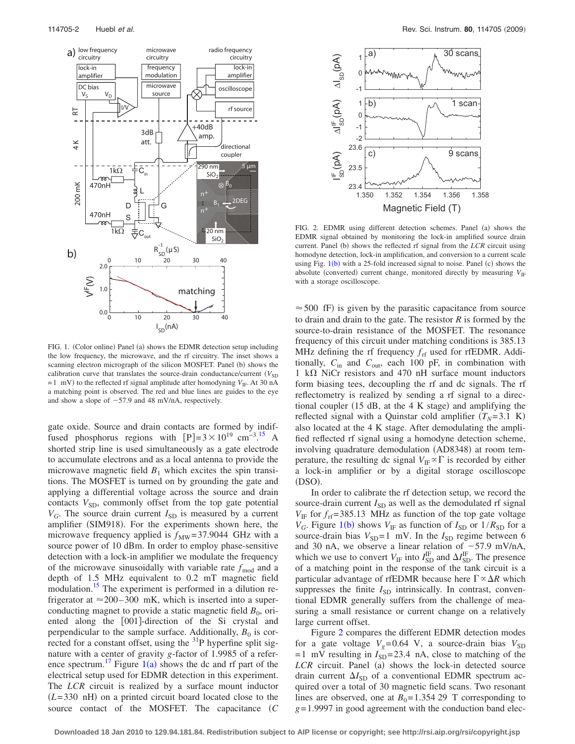FIG. 1. (Color online) Panel (a) shows the EDMR detection setup including the low frequency, the microwave, and the rf circuitry. The inset shows a scanning electron micrograph of the silicon MOSFET. Panel (b) shows the calibration curve that translates the source-drain conductance/current ($V_{SD}$ $=1$ mV) to the reflected rf signal amplitude after homodyning $V_{IF}$. At 30 nA a matching point is observed. The red and blue lines are guides to the eye and show a slope of $-57.9$ and 48 mV/nA, respectively.

gate oxide. Source and drain contacts are formed by indiffused phosphorus regions with $[P]=3\times10^{19}$ $cm^{-3}$.[15] A shorted strip line is used simultaneously as a gate electrode to accumulate electrons and as a local antenna to provide the microwave magnetic field $B_1$ which excites the spin transitions. The MOSFET is turned on by grounding the gate and applying a differential voltage across the source and drain contacts $V_{SD}$, commonly offset from the top gate potential $V_G$. The source drain current $I_{SD}$ is measured by a current amplifier (SIM918). For the experiments shown here, the microwave frequency applied is $f_{MW}=37.9044$ GHz with a source power of 10 dBm. In order to employ phase-sensitive detection with a lock-in amplifier we modulate the frequency of the microwave sinusoidally with variable rate $f_{mod}$ and a depth of 1.5 MHz equivalent to 0.2 mT magnetic field modulation.[15] The experiment is performed in a dilution refrigerator at $\approx$200–300 mK, which is inserted into a superconducting magnet to provide a static magnetic field $B_0$, oriented along the [001]-direction of the Si crystal and perpendicular to the sample surface. Additionally, $B_0$ is corrected for a constant offset, using the $^{31}$P hyperfine split signature with a center of gravity $g$-factor of 1.9985 of a reference spectrum.[17] Figure 1(a) shows the dc and rf part of the electrical setup used for EDMR detection in this experiment. The $LCR$ circuit is realized by a surface mount inductor ($L$=330 nH) on a printed circuit board located close to the source contact of the MOSFET. The capacitance ($C$ $\approx$500 fF) is given by the parasitic capacitance from source to drain and drain to the gate. The resistor $R$ is formed by the source-to-drain resistance of the MOSFET. The resonance frequency of this circuit under matching conditions is 385.13 MHz defining the rf frequency $f_{rf}$ used for rfEDMR. Additionally, $C_{in}$ and $C_{out}$, each 100 pF, in combination with 1 kΩ NiCr resistors and 470 nH surface mount inductors form biasing tees, decoupling the rf and dc signals. The rf reflectometry is realized by sending a rf signal to a directional coupler (15 dB, at the 4 K stage) and amplifying the reflected signal with a Quinstar cold amplifier ($T_N$=3.1 K) also located at the 4 K stage. After demodulating the amplified reflected rf signal using a homodyne detection scheme, involving quadrature demodulation (AD8348) at room temperature, the resulting dc signal $V_{IF}\propto\Gamma$ is recorded by either a lock-in amplifier or by a digital storage oscilloscope (DSO).

FIG. 2. EDMR using different detection schemes. Panel (a) shows the EDMR signal obtained by monitoring the lock-in amplified source drain current. Panel (b) shows the reflected rf signal from the $LCR$ circuit using homodyne detection, lock-in amplification, and conversion to a current scale using Fig. 1(b) with a 25-fold increased signal to noise. Panel (c) shows the absolute (converted) current change, monitored directly by measuring $V_{IF}$ with a storage oscilloscope.

In order to calibrate the rf detection setup, we record the source-drain current $I_{SD}$ as well as the demodulated rf signal $V_{IF}$ for $f_{rf}$=385.13 MHz as function of the top gate voltage $V_G$. Figure 1(b) shows $V_{IF}$ as function of $I_{SD}$ or $1/R_{SD}$ for a source-drain bias $V_{SD}$=1 mV. In the $I_{SD}$ regime between 6 and 30 nA, we observe a linear relation of $-57.9$ mV/nA, which we use to convert $V_{IF}$ into $I_{SD}^{IF}$ and $\Delta I_{SD}^{IF}$. The presence of a matching point in the response of the tank circuit is a particular advantage of rfEDMR because here $\Gamma\propto\Delta R$ which suppresses the finite $I_{SD}$ intrinsically. In contrast, conventional EDMR generally suffers from the challenge of measuring a small resistance or current change on a relatively large current offset.

Figure 2 compares the different EDMR detection modes for a gate voltage $V_g$=0.64 V, a source-drain bias $V_{SD}$ $=1$ mV resulting in $I_{SD}$=23.4 nA, close to matching of the $LCR$ circuit. Panel (a) shows the lock-in detected source drain current $\Delta I_{SD}$ of a conventional EDMR spectrum acquired over a total of 30 magnetic field scans. Two resonant lines are observed, one at $B_0$=1.354 29 T corresponding to $g$=1.9997 in good agreement with the conduction band elec-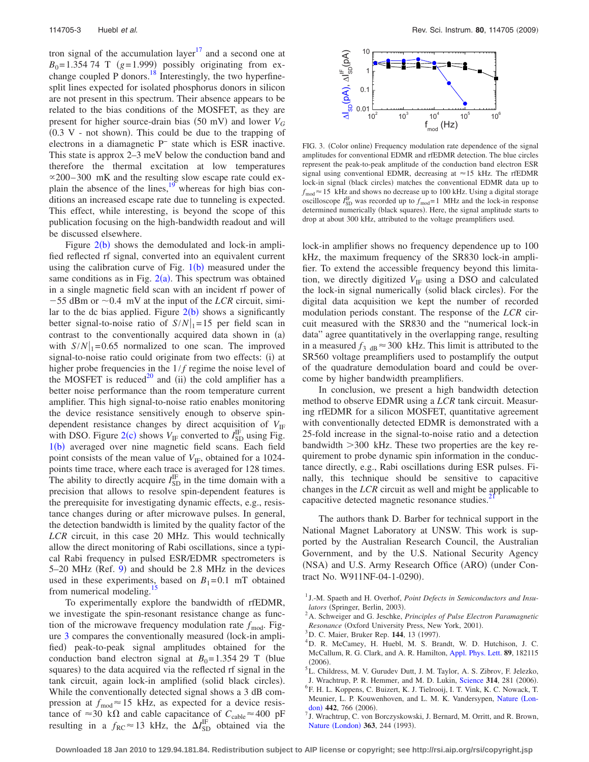tron signal of the accumulation layer[17] and a second one at $B_0=1.354\,74$ T ($g=1.999$) possibly originating from exchange coupled P donors.[18] Interestingly, the two hyperfine-split lines expected for isolated phosphorus donors in silicon are not present in this spectrum. Their absence appears to be related to the bias conditions of the MOSFET, as they are present for higher source-drain bias (50 mV) and lower $V_G$ (0.3 V - not shown). This could be due to the trapping of electrons in a diamagnetic $P^-$ state which is ESR inactive. This state is approx 2–3 meV below the conduction band and therefore the thermal excitation at low temperatures $\propto$200–300 mK and the resulting slow escape rate could explain the absence of the lines,[19] whereas for high bias conditions an increased escape rate due to tunneling is expected. This effect, while interesting, is beyond the scope of this publication focusing on the high-bandwidth readout and will be discussed elsewhere.

Figure 2(b) shows the demodulated and lock-in amplified reflected rf signal, converted into an equivalent current using the calibration curve of Fig. 1(b) measured under the same conditions as in Fig. 2(a). This spectrum was obtained in a single magnetic field scan with an incident rf power of −55 dBm or ~0.4 mV at the input of the *LCR* circuit, similar to the dc bias applied. Figure 2(b) shows a significantly better signal-to-noise ratio of $S/N|_1=15$ per field scan in contrast to the conventionally acquired data shown in (a) with $S/N|_1=0.65$ normalized to one scan. The improved signal-to-noise ratio could originate from two effects: (i) at higher probe frequencies in the $1/f$ regime the noise level of the MOSFET is reduced[20] and (ii) the cold amplifier has a better noise performance than the room temperature current amplifier. This high signal-to-noise ratio enables monitoring the device resistance sensitively enough to observe spin-dependent resistance changes by direct acquisition of $V_{IF}$ with DSO. Figure 2(c) shows $V_{IF}$ converted to $I_{SD}^{IF}$ using Fig. 1(b) averaged over nine magnetic field scans. Each field point consists of the mean value of $V_{IF}$, obtained for a 1024-points time trace, where each trace is averaged for 128 times. The ability to directly acquire $I_{SD}^{IF}$ in the time domain with a precision that allows to resolve spin-dependent features is the prerequisite for investigating dynamic effects, e.g., resistance changes during or after microwave pulses. In general, the detection bandwidth is limited by the quality factor of the *LCR* circuit, in this case 20 MHz. This would technically allow the direct monitoring of Rabi oscillations, since a typical Rabi frequency in pulsed ESR/EDMR spectrometers is 5–20 MHz (Ref. 9) and should be 2.8 MHz in the devices used in these experiments, based on $B_1=0.1$ mT obtained from numerical modeling.[15]

To experimentally explore the bandwidth of rfEDMR, we investigate the spin-resonant resistance change as function of the microwave frequency modulation rate $f_{mod}$. Figure 3 compares the conventionally measured (lock-in amplified) peak-to-peak signal amplitudes obtained for the conduction band electron signal at $B_0=1.354\,29$ T (blue squares) to the data acquired via the reflected rf signal in the tank circuit, again lock-in amplified (solid black circles). While the conventionally detected signal shows a 3 dB compression at $f_{mod}\approx 15$ kHz, as expected for a device resistance of $\approx 30$ kΩ and cable capacitance of $C_{cable}\approx 400$ pF resulting in a $f_{RC}\approx 13$ kHz, the $\Delta I_{SD}^{IF}$ obtained via the

FIG. 3. (Color online) Frequency modulation rate dependence of the signal amplitudes for conventional EDMR and rfEDMR detection. The blue circles represent the peak-to-peak amplitude of the conduction band electron ESR signal using conventional EDMR, decreasing at ≈15 kHz. The rfEDMR lock-in signal (black circles) matches the conventional EDMR data up to $f_{mod}\approx 15$ kHz and shows no decrease up to 100 kHz. Using a digital storage oscilloscope $I_{SD}^{IF}$ was recorded up to $f_{mod}=1$ MHz and the lock-in response determined numerically (black squares). Here, the signal amplitude starts to drop at about 300 kHz, attributed to the voltage preamplifiers used.

lock-in amplifier shows no frequency dependence up to 100 kHz, the maximum frequency of the SR830 lock-in amplifier. To extend the accessible frequency beyond this limitation, we directly digitized $V_{IF}$ using a DSO and calculated the lock-in signal numerically (solid black circles). For the digital data acquisition we kept the number of recorded modulation periods constant. The response of the *LCR* circuit measured with the SR830 and the "numerical lock-in data" agree quantitatively in the overlapping range, resulting in a measured $f_{3\ dB}\approx 300$ kHz. This limit is attributed to the SR560 voltage preamplifiers used to postamplify the output of the quadrature demodulation board and could be overcome by higher bandwidth preamplifiers.

In conclusion, we present a high bandwidth detection method to observe EDMR using a *LCR* tank circuit. Measuring rfEDMR for a silicon MOSFET, quantitative agreement with conventionally detected EDMR is demonstrated with a 25-fold increase in the signal-to-noise ratio and a detection bandwidth >300 kHz. These two properties are the key requirement to probe dynamic spin information in the conductance directly, e.g., Rabi oscillations during ESR pulses. Finally, this technique should be sensitive to capacitive changes in the *LCR* circuit as well and might be applicable to capacitive detected magnetic resonance studies.[21]

The authors thank D. Barber for technical support in the National Magnet Laboratory at UNSW. This work is supported by the Australian Research Council, the Australian Government, and by the U.S. National Security Agency (NSA) and U.S. Army Research Office (ARO) (under Contract No. W911NF-04-1-0290).

[1] J.-M. Spaeth and H. Overhof, *Point Defects in Semiconductors and Insulators* (Springer, Berlin, 2003).
[2] A. Schweiger and G. Jeschke, *Principles of Pulse Electron Paramagnetic Resonance* (Oxford University Press, New York, 2001).
[3] D. C. Maier, Bruker Rep. **144**, 13 (1997).
[4] D. R. McCamey, H. Huebl, M. S. Brandt, W. D. Hutchison, J. C. McCallum, R. G. Clark, and A. R. Hamilton, Appl. Phys. Lett. **89**, 182115 (2006).
[5] L. Childress, M. V. Gurudev Dutt, J. M. Taylor, A. S. Zibrov, F. Jelezko, J. Wrachtrup, P. R. Hemmer, and M. D. Lukin, Science **314**, 281 (2006).
[6] F. H. L. Koppens, C. Buizert, K. J. Tielrooij, I. T. Vink, K. C. Nowack, T. Meunier, L. P. Kouwenhoven, and L. M. K. Vandersypen, Nature (London) **442**, 766 (2006).
[7] J. Wrachtrup, C. von Borczyskowski, J. Bernard, M. Orritt, and R. Brown, Nature (London) **363**, 244 (1993).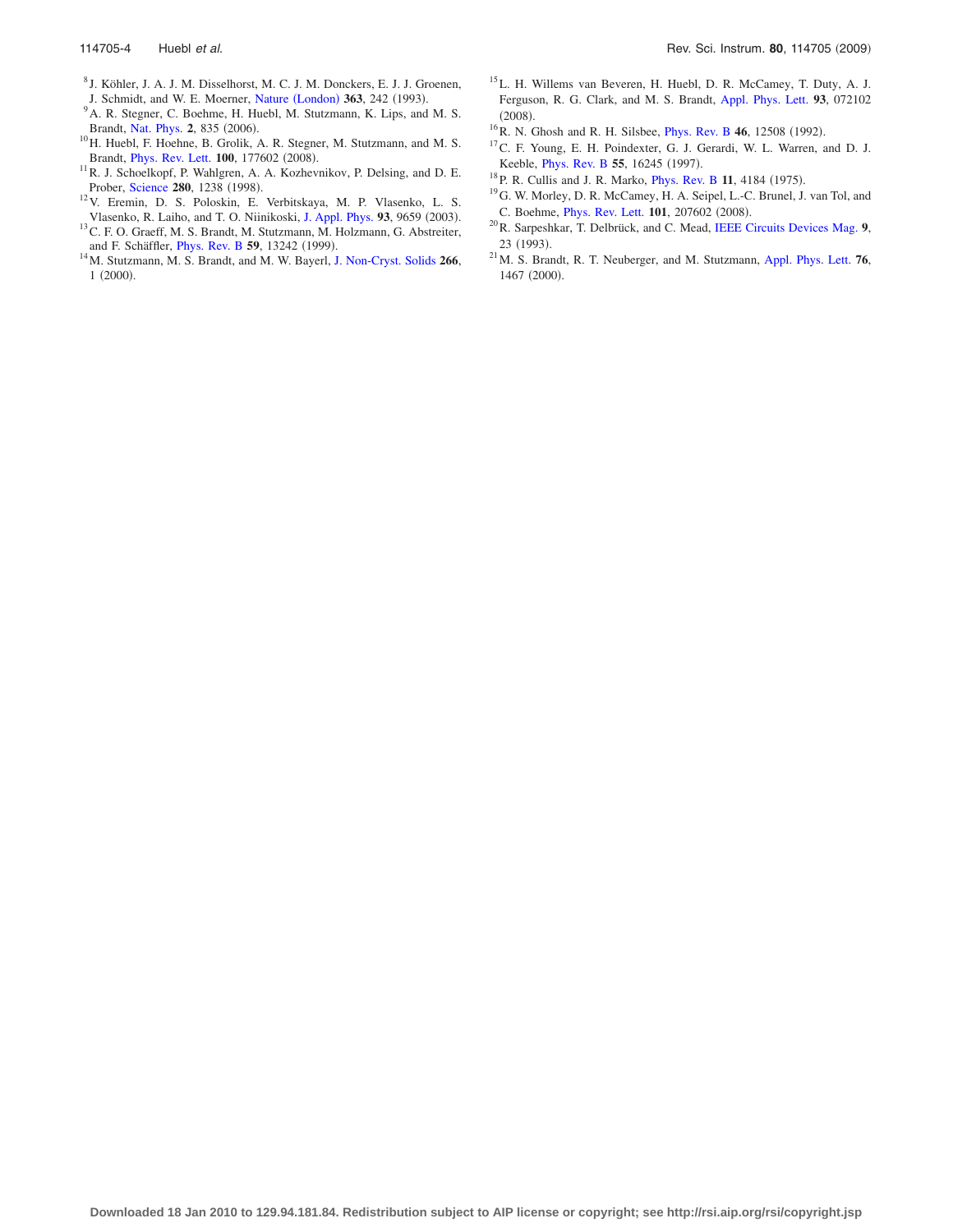[8] J. Köhler, J. A. J. M. Disselhorst, M. C. J. M. Donckers, E. J. J. Groenen, J. Schmidt, and W. E. Moerner, Nature (London) **363**, 242 (1993).

[9] A. R. Stegner, C. Boehme, H. Huebl, M. Stutzmann, K. Lips, and M. S. Brandt, Nat. Phys. **2**, 835 (2006).

[10] H. Huebl, F. Hoehne, B. Grolik, A. R. Stegner, M. Stutzmann, and M. S. Brandt, Phys. Rev. Lett. **100**, 177602 (2008).

[11] R. J. Schoelkopf, P. Wahlgren, A. A. Kozhevnikov, P. Delsing, and D. E. Prober, Science **280**, 1238 (1998).

[12] V. Eremin, D. S. Poloskin, E. Verbitskaya, M. P. Vlasenko, L. S. Vlasenko, R. Laiho, and T. O. Niinikoski, J. Appl. Phys. **93**, 9659 (2003).

[13] C. F. O. Graeff, M. S. Brandt, M. Stutzmann, M. Holzmann, G. Abstreiter, and F. Schäffler, Phys. Rev. B **59**, 13242 (1999).

[14] M. Stutzmann, M. S. Brandt, and M. W. Bayerl, J. Non-Cryst. Solids **266**, 1 (2000).

[15] L. H. Willems van Beveren, H. Huebl, D. R. McCamey, T. Duty, A. J. Ferguson, R. G. Clark, and M. S. Brandt, Appl. Phys. Lett. **93**, 072102 (2008).

[16] R. N. Ghosh and R. H. Silsbee, Phys. Rev. B **46**, 12508 (1992).

[17] C. F. Young, E. H. Poindexter, G. J. Gerardi, W. L. Warren, and D. J. Keeble, Phys. Rev. B **55**, 16245 (1997).

[18] P. R. Cullis and J. R. Marko, Phys. Rev. B **11**, 4184 (1975).

[19] G. W. Morley, D. R. McCamey, H. A. Seipel, L.-C. Brunel, J. van Tol, and C. Boehme, Phys. Rev. Lett. **101**, 207602 (2008).

[20] R. Sarpeshkar, T. Delbrück, and C. Mead, IEEE Circuits Devices Mag. **9**, 23 (1993).

[21] M. S. Brandt, R. T. Neuberger, and M. Stutzmann, Appl. Phys. Lett. **76**, 1467 (2000).